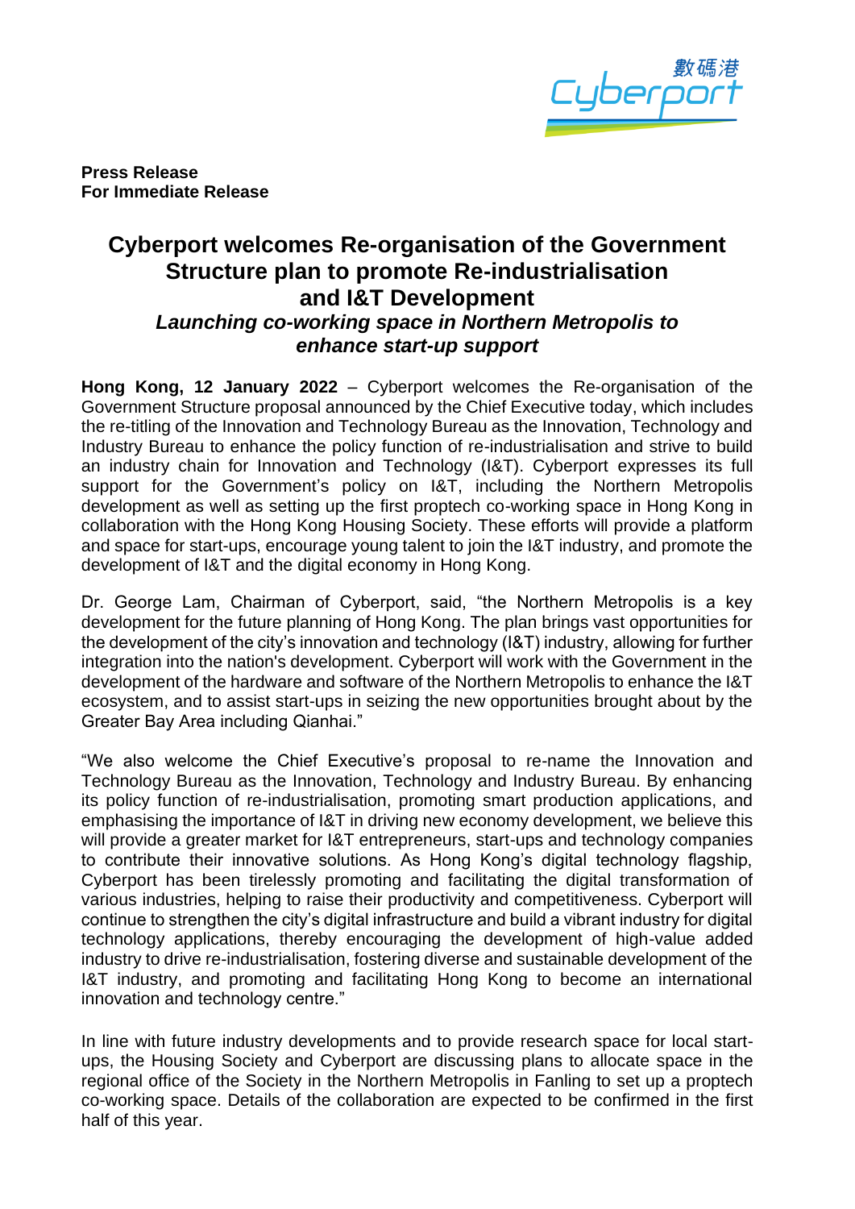**Press Release**
**For Immediate Release**

# Cyberport welcomes Re-organisation of the Government Structure plan to promote Re-industrialisation and I&T Development

### *Launching co-working space in Northern Metropolis to enhance start-up support*

**Hong Kong, 12 January 2022** – Cyberport welcomes the Re-organisation of the Government Structure proposal announced by the Chief Executive today, which includes the re-titling of the Innovation and Technology Bureau as the Innovation, Technology and Industry Bureau to enhance the policy function of re-industrialisation and strive to build an industry chain for Innovation and Technology (I&T). Cyberport expresses its full support for the Government's policy on I&T, including the Northern Metropolis development as well as setting up the first proptech co-working space in Hong Kong in collaboration with the Hong Kong Housing Society. These efforts will provide a platform and space for start-ups, encourage young talent to join the I&T industry, and promote the development of I&T and the digital economy in Hong Kong.

Dr. George Lam, Chairman of Cyberport, said, "the Northern Metropolis is a key development for the future planning of Hong Kong. The plan brings vast opportunities for the development of the city's innovation and technology (I&T) industry, allowing for further integration into the nation's development. Cyberport will work with the Government in the development of the hardware and software of the Northern Metropolis to enhance the I&T ecosystem, and to assist start-ups in seizing the new opportunities brought about by the Greater Bay Area including Qianhai."

"We also welcome the Chief Executive's proposal to re-name the Innovation and Technology Bureau as the Innovation, Technology and Industry Bureau. By enhancing its policy function of re-industrialisation, promoting smart production applications, and emphasising the importance of I&T in driving new economy development, we believe this will provide a greater market for I&T entrepreneurs, start-ups and technology companies to contribute their innovative solutions. As Hong Kong's digital technology flagship, Cyberport has been tirelessly promoting and facilitating the digital transformation of various industries, helping to raise their productivity and competitiveness. Cyberport will continue to strengthen the city's digital infrastructure and build a vibrant industry for digital technology applications, thereby encouraging the development of high-value added industry to drive re-industrialisation, fostering diverse and sustainable development of the I&T industry, and promoting and facilitating Hong Kong to become an international innovation and technology centre."

In line with future industry developments and to provide research space for local start-ups, the Housing Society and Cyberport are discussing plans to allocate space in the regional office of the Society in the Northern Metropolis in Fanling to set up a proptech co-working space. Details of the collaboration are expected to be confirmed in the first half of this year.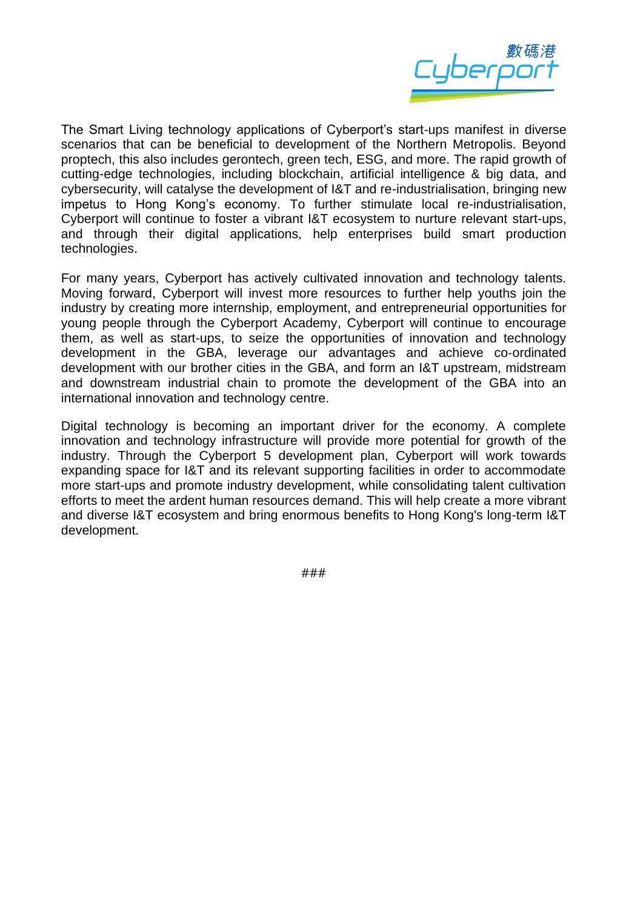The Smart Living technology applications of Cyberport's start-ups manifest in diverse scenarios that can be beneficial to development of the Northern Metropolis. Beyond proptech, this also includes gerontech, green tech, ESG, and more. The rapid growth of cutting-edge technologies, including blockchain, artificial intelligence & big data, and cybersecurity, will catalyse the development of I&T and re-industrialisation, bringing new impetus to Hong Kong's economy. To further stimulate local re-industrialisation, Cyberport will continue to foster a vibrant I&T ecosystem to nurture relevant start-ups, and through their digital applications, help enterprises build smart production technologies.

For many years, Cyberport has actively cultivated innovation and technology talents. Moving forward, Cyberport will invest more resources to further help youths join the industry by creating more internship, employment, and entrepreneurial opportunities for young people through the Cyberport Academy, Cyberport will continue to encourage them, as well as start-ups, to seize the opportunities of innovation and technology development in the GBA, leverage our advantages and achieve co-ordinated development with our brother cities in the GBA, and form an I&T upstream, midstream and downstream industrial chain to promote the development of the GBA into an international innovation and technology centre.

Digital technology is becoming an important driver for the economy. A complete innovation and technology infrastructure will provide more potential for growth of the industry. Through the Cyberport 5 development plan, Cyberport will work towards expanding space for I&T and its relevant supporting facilities in order to accommodate more start-ups and promote industry development, while consolidating talent cultivation efforts to meet the ardent human resources demand. This will help create a more vibrant and diverse I&T ecosystem and bring enormous benefits to Hong Kong's long-term I&T development.

###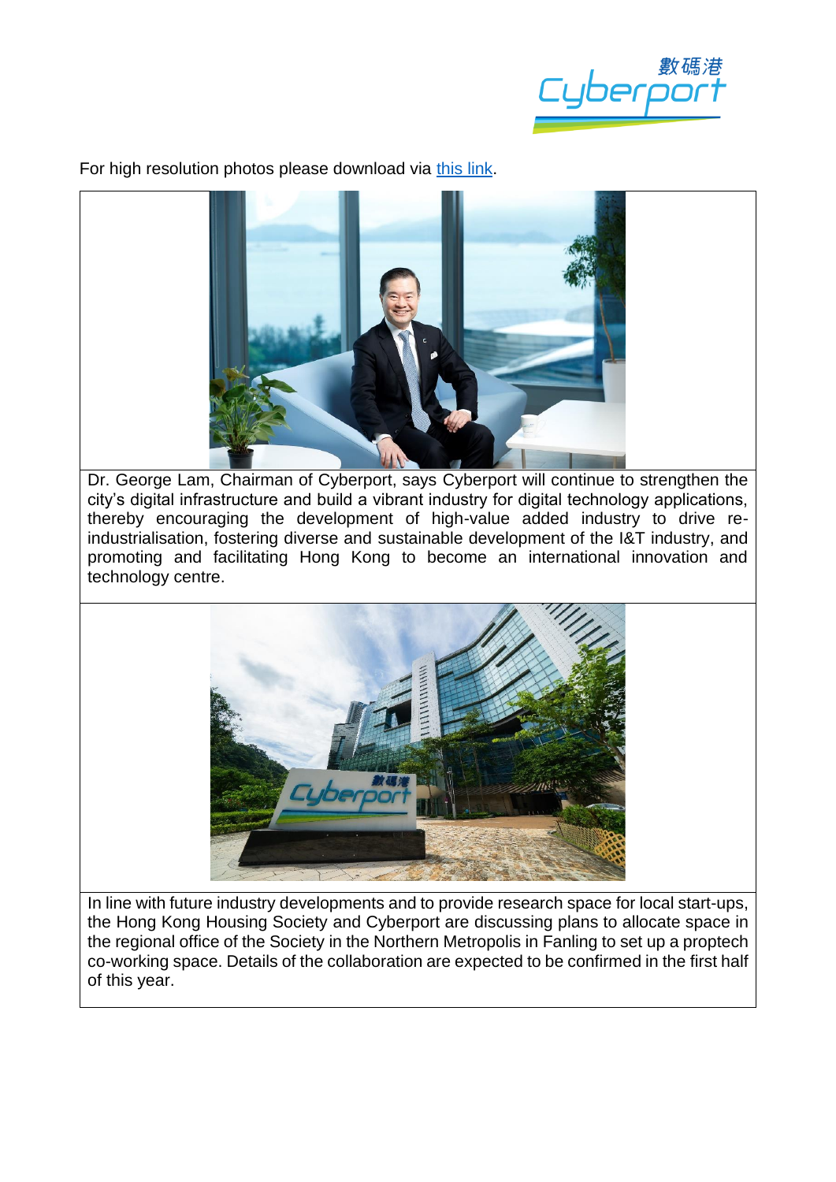For high resolution photos please download via [this link](this link).

| |
|---|
| Dr. George Lam, Chairman of Cyberport, says Cyberport will continue to strengthen the city's digital infrastructure and build a vibrant industry for digital technology applications, thereby encouraging the development of high-value added industry to drive re-industrialisation, fostering diverse and sustainable development of the I&T industry, and promoting and facilitating Hong Kong to become an international innovation and technology centre. |
| In line with future industry developments and to provide research space for local start-ups, the Hong Kong Housing Society and Cyberport are discussing plans to allocate space in the regional office of the Society in the Northern Metropolis in Fanling to set up a proptech co-working space. Details of the collaboration are expected to be confirmed in the first half of this year. |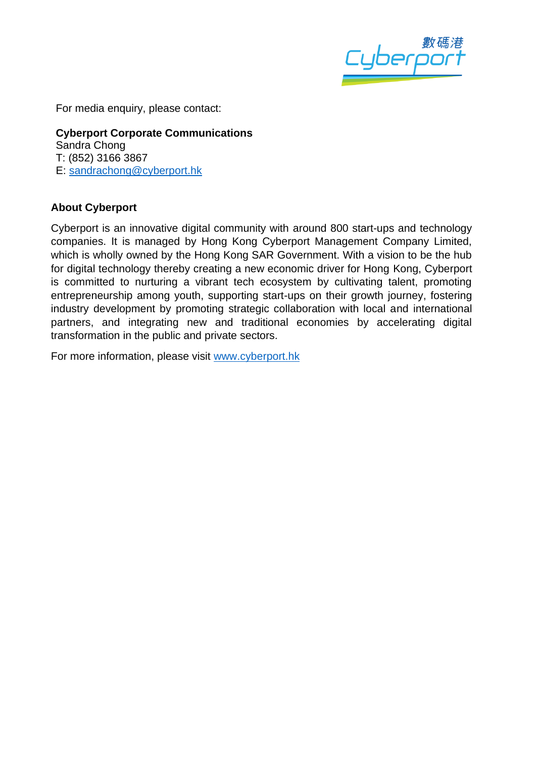For media enquiry, please contact:

**Cyberport Corporate Communications**
Sandra Chong
T: (852) 3166 3867
E: sandrachong@cyberport.hk

**About Cyberport**

Cyberport is an innovative digital community with around 800 start-ups and technology companies. It is managed by Hong Kong Cyberport Management Company Limited, which is wholly owned by the Hong Kong SAR Government. With a vision to be the hub for digital technology thereby creating a new economic driver for Hong Kong, Cyberport is committed to nurturing a vibrant tech ecosystem by cultivating talent, promoting entrepreneurship among youth, supporting start-ups on their growth journey, fostering industry development by promoting strategic collaboration with local and international partners, and integrating new and traditional economies by accelerating digital transformation in the public and private sectors.

For more information, please visit www.cyberport.hk